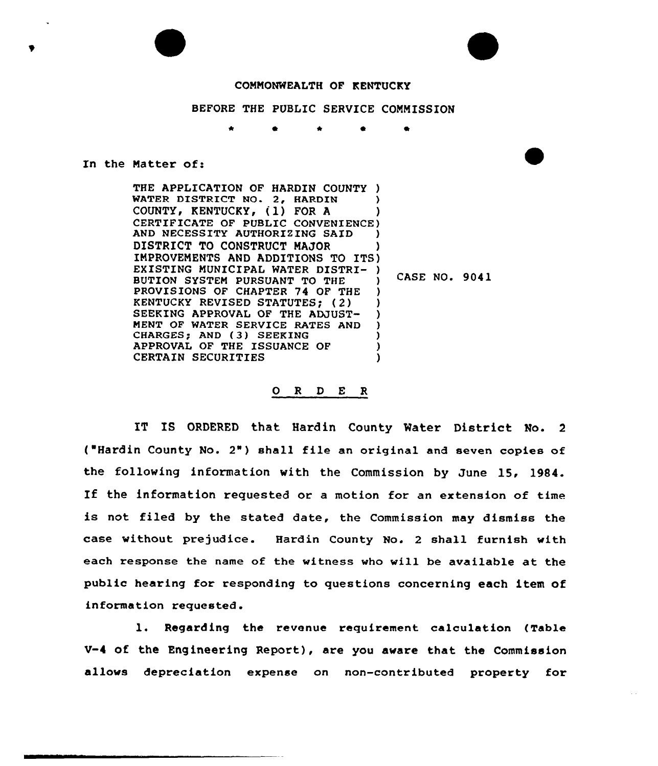COMMONWEALTH OF KENTUCKY

BEFORE THE PUBLIC SERVICE COMMISSION

\* \* \* \* \*

In the Matter of:

THE APPLICATION OF HARDIN COUNTY WATER DISTRICT NO. 2, HARDIN COUNTY, KENTUCKY, (1) FOR A CERTIFICATE OF PUBLIC CONVENIENCE AND NECESSITY AUTHORIZING SAID DISTRICT TO CONSTRUCT MAJOR IMPROVEMENTS AND ADDITIONS TO ITS EXISTING MUNICIPAL WATER DISTRIBUTION SYSTEM PURSUANT TO THE PROVISIONS OF CHAPTER 74 OF THE KENTUCKY REVISED STATUTES; (2) SEEKING APPROVAL OF THE ADJUSTMENT OF WATER SERVICE RATES AND CHARGES; AND (3) SEEKING APPROVAL OF THE ISSUANCE OF CERTAIN SECURITIES

CASE NO. 9041

## O R D E R

IT IS ORDERED that Hardin County Water District No. 2 ("Hardin County No. 2") shall file an original and seven copies of the following information with the Commission by June 15, 1984. If the information requested or a motion for an extension of time is not filed by the stated date, the Commission may dismiss the case without prejudice. Hardin County No. 2 shall furnish with each response the name of the witness who will be available at the public hearing for responding to questions concerning each item of information requested.

1. Regarding the revenue requirement calculation (Table V-4 of the Engineering Report), are you aware that the Commission allows depreciation expense on non-contributed property for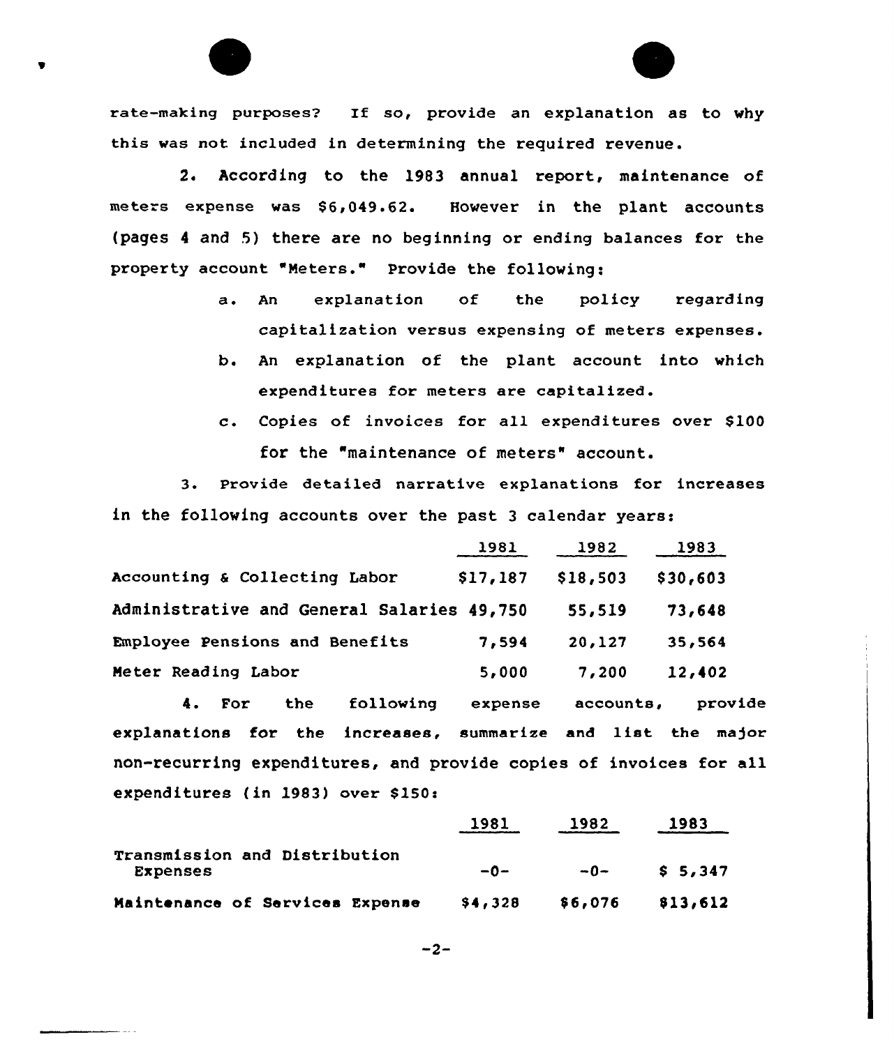rate-making purposes? If so, provide an explanation as to why this was not included in determining the required revenue.

2. According to the 1983 annual report, maintenance of meters expense was $6,049.62. However in the plant accounts (pages 4 and 5) there are no beginning or ending balances for the property account "Meters." Provide the following:

   a. An explanation of the policy regarding capitalization versus expensing of meters expenses.

   b. An explanation of the plant account into which expenditures for meters are capitalized.

   c. Copies of invoices for all expenditures over $100 for the "maintenance of meters" account.

3. Provide detailed narrative explanations for increases in the following accounts over the past 3 calendar years:

| | 1981 | 1982 | 1983 |
|---|---|---|---|
| Accounting & Collecting Labor | $17,187 | $18,503 | $30,603 |
| Administrative and General Salaries | 49,750 | 55,519 | 73,648 |
| Employee Pensions and Benefits | 7,594 | 20,127 | 35,564 |
| Meter Reading Labor | 5,000 | 7,200 | 12,402 |

4. For the following expense accounts, provide explanations for the increases, summarize and list the major non-recurring expenditures, and provide copies of invoices for all expenditures (in 1983) over $150:

| | 1981 | 1982 | 1983 |
|---|---|---|---|
| Transmission and Distribution Expenses | -0- | -0- | $ 5,347 |
| Maintenance of Services Expense | $4,328 | $6,076 | $13,612 |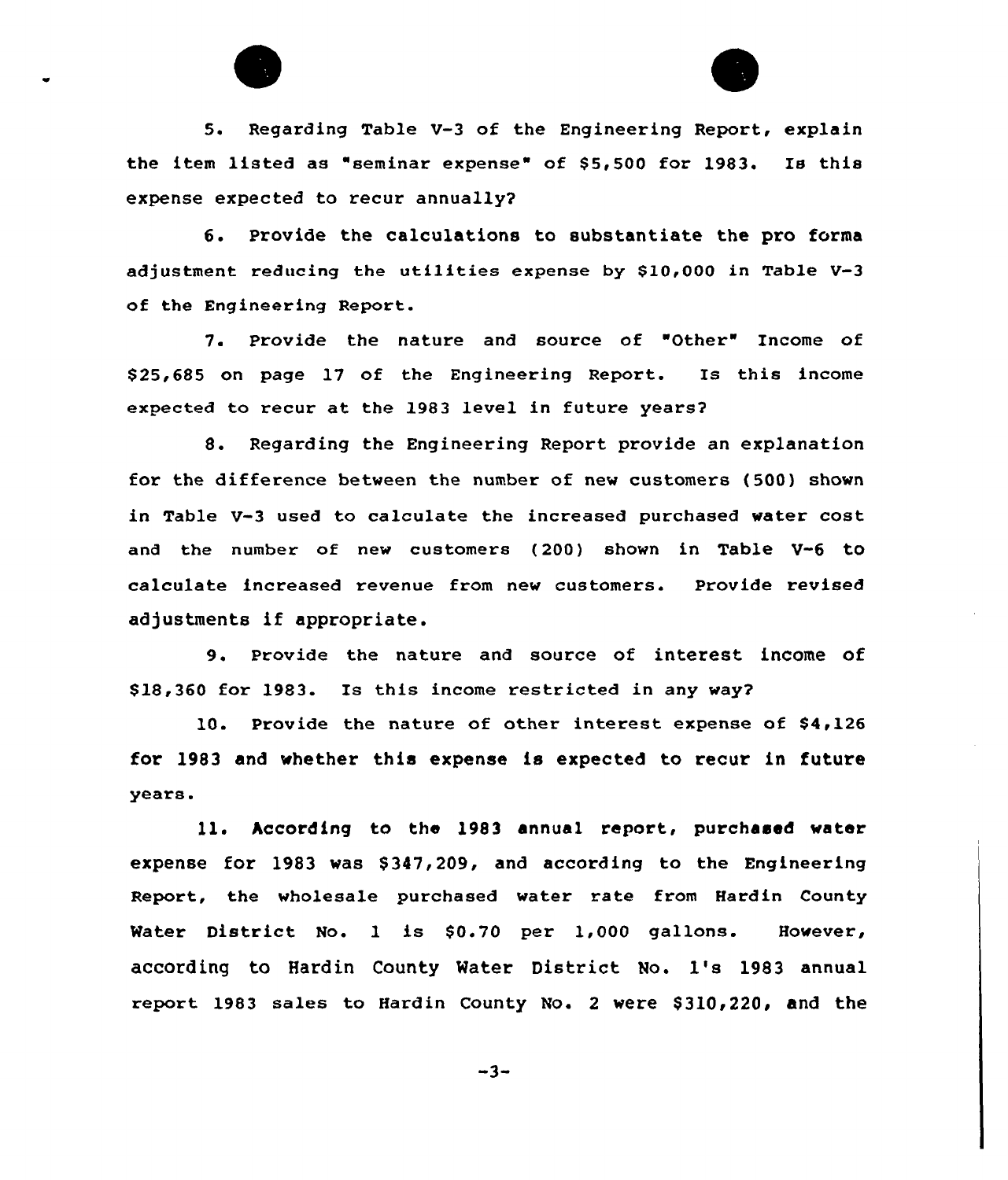5. Regarding Table V-3 of the Engineering Report, explain the item listed as "seminar expense" of $5,500 for 1983. Is this expense expected to recur annually?

6. Provide the calculations to substantiate the pro forma adjustment reducing the utilities expense by $10,000 in Table V-3 of the Engineering Report.

7. Provide the nature and source of "Other" Income of $25,685 on page 17 of the Engineering Report. Is this income expected to recur at the 1983 level in future years?

8. Regarding the Engineering Report provide an explanation for the difference between the number of new customers (500) shown in Table V-3 used to calculate the increased purchased water cost and the number of new customers (200) shown in Table V-6 to calculate increased revenue from new customers. Provide revised adjustments if appropriate.

9. Provide the nature and source of interest income of $18,360 for 1983. Is this income restricted in any way?

10. Provide the nature of other interest expense of $4,126 for 1983 and whether this expense is expected to recur in future years.

11. According to the 1983 annual report, purchased water expense for 1983 was $347,209, and according to the Engineering Report, the wholesale purchased water rate from Hardin County Water District No. 1 is $0.70 per 1,000 gallons. However, according to Hardin County Water District No. 1's 1983 annual report 1983 sales to Hardin County No. 2 were $310,220, and the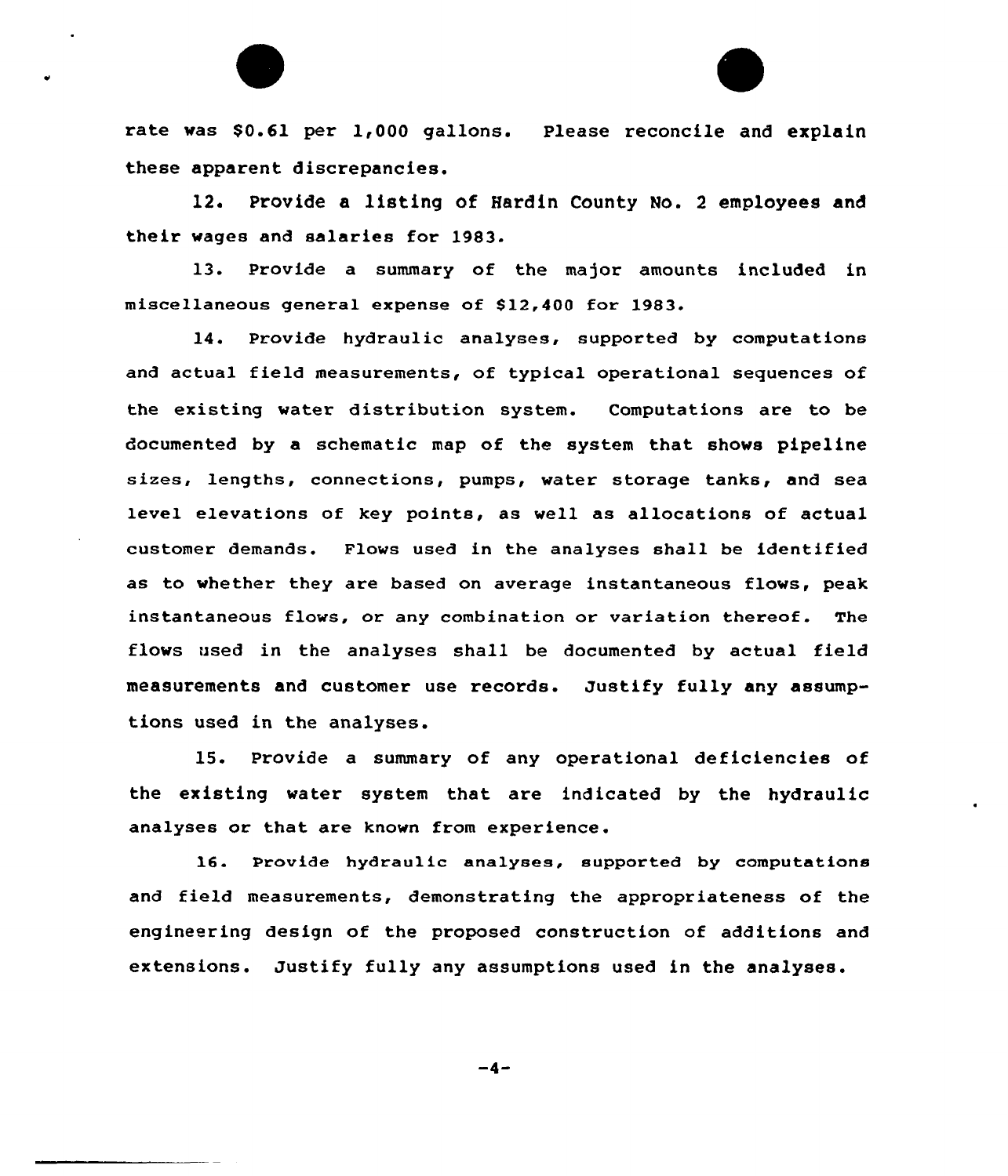rate was $0.61 per 1,000 gallons. Please reconcile and explain these apparent discrepancies.

12. Provide a listing of Hardin County No. 2 employees and their wages and salaries for 1983.

13. Provide a summary of the major amounts included in miscellaneous general expense of $12,400 for 1983.

14. Provide hydraulic analyses, supported by computations and actual field measurements, of typical operational sequences of the existing water distribution system. Computations are to be documented by a schematic map of the system that shows pipeline sizes, lengths, connections, pumps, water storage tanks, and sea level elevations of key points, as well as allocations of actual customer demands. Flows used in the analyses shall be identified as to whether they are based on average instantaneous flows, peak instantaneous flows, or any combination or variation thereof. The flows used in the analyses shall be documented by actual field measurements and customer use records. Justify fully any assumptions used in the analyses.

15. Provide a summary of any operational deficiencies of the existing water system that are indicated by the hydraulic analyses or that are known from experience.

16. Provide hydraulic analyses, supported by computations and field measurements, demonstrating the appropriateness of the engineering design of the proposed construction of additions and extensions. Justify fully any assumptions used in the analyses.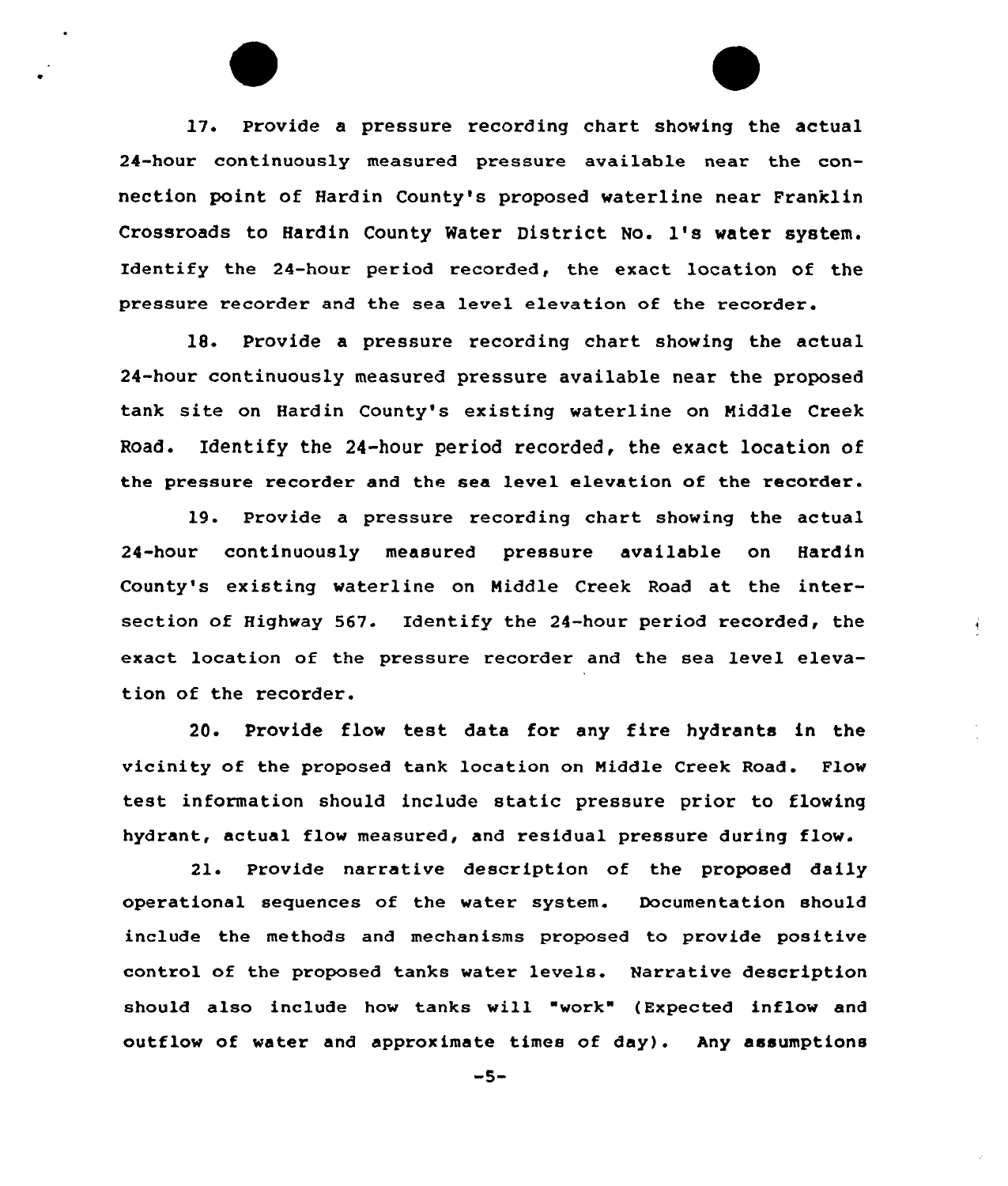17. Provide a pressure recording chart showing the actual 24-hour continuously measured pressure available near the connection point of Hardin County's proposed waterline near Franklin Crossroads to Hardin County Water District No. 1's water system. Identify the 24-hour period recorded, the exact location of the pressure recorder and the sea level elevation of the recorder.

18. Provide a pressure recording chart showing the actual 24-hour continuously measured pressure available near the proposed tank site on Hardin County's existing waterline on Middle Creek Road. Identify the 24-hour period recorded, the exact location of the pressure recorder and the sea level elevation of the recorder.

19. Provide a pressure recording chart showing the actual 24-hour continuously measured pressure available on Hardin County's existing waterline on Middle Creek Road at the intersection of Highway 567. Identify the 24-hour period recorded, the exact location of the pressure recorder and the sea level elevation of the recorder.

20. Provide flow test data for any fire hydrants in the vicinity of the proposed tank location on Middle Creek Road. Flow test information should include static pressure prior to flowing hydrant, actual flow measured, and residual pressure during flow.

21. Provide narrative description of the proposed daily operational sequences of the water system. Documentation should include the methods and mechanisms proposed to provide positive control of the proposed tanks water levels. Narrative description should also include how tanks will "work" (Expected inflow and outflow of water and approximate times of day). Any assumptions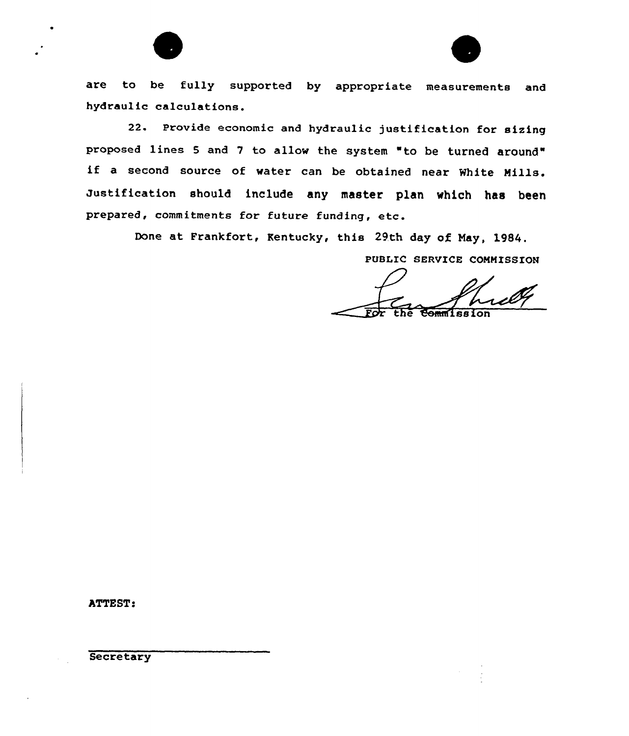are to be fully supported by appropriate measurements and hydraulic calculations.

22. Provide economic and hydraulic justification for sizing proposed lines 5 and 7 to allow the system "to be turned around" if a second source of water can be obtained near White Mills. Justification should include any master plan which has been prepared, commitments for future funding, etc.

Done at Frankfort, Kentucky, this 29th day of May, 1984.

PUBLIC SERVICE COMMISSION

For the Commission

ATTEST:

Secretary